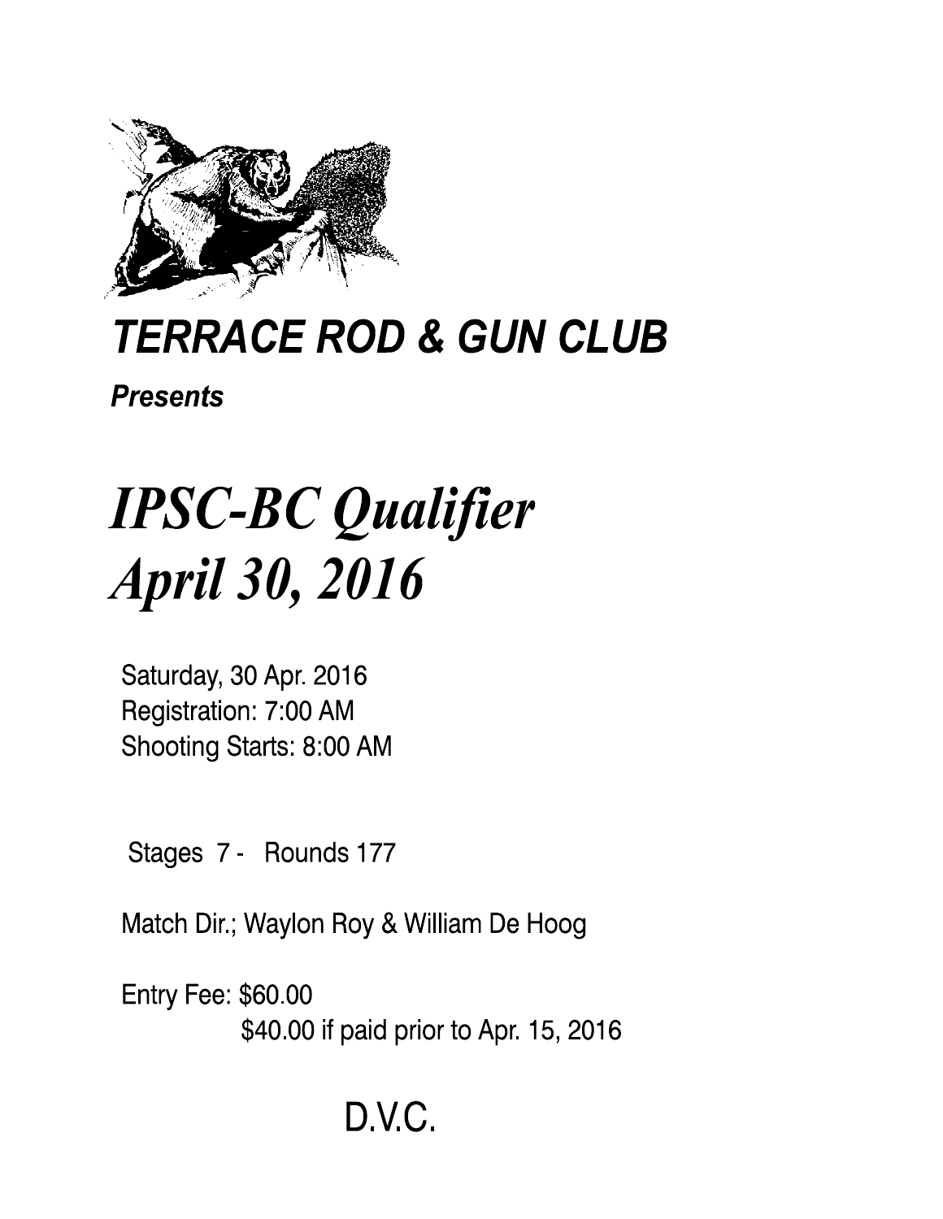# *TERRACE ROD & GUN CLUB*

***Presents***

# *IPSC-BC Qualifier*
# *April 30, 2016*

Saturday, 30 Apr. 2016
Registration: 7:00 AM
Shooting Starts: 8:00 AM

Stages 7 - Rounds 177

Match Dir.; Waylon Roy & William De Hoog

Entry Fee: $60.00
$40.00 if paid prior to Apr. 15, 2016

D.V.C.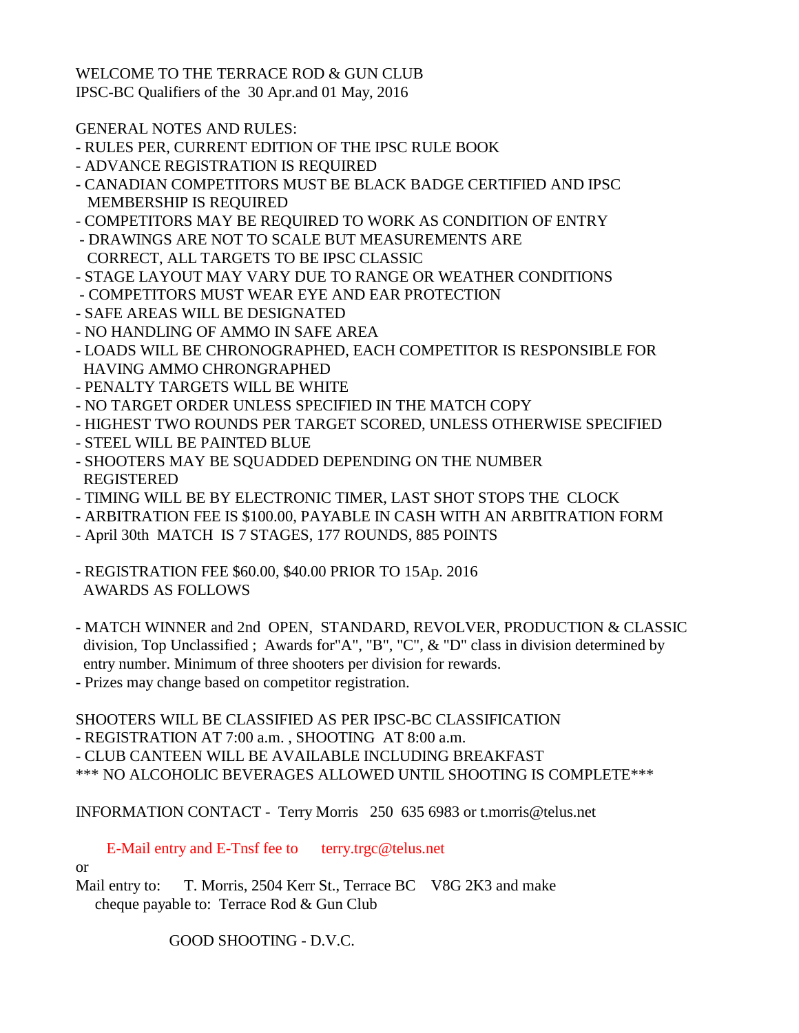WELCOME TO THE TERRACE ROD & GUN CLUB
IPSC-BC Qualifiers of the 30 Apr.and 01 May, 2016

GENERAL NOTES AND RULES:

- RULES PER, CURRENT EDITION OF THE IPSC RULE BOOK
- ADVANCE REGISTRATION IS REQUIRED
- CANADIAN COMPETITORS MUST BE BLACK BADGE CERTIFIED AND IPSC MEMBERSHIP IS REQUIRED
- COMPETITORS MAY BE REQUIRED TO WORK AS CONDITION OF ENTRY
- DRAWINGS ARE NOT TO SCALE BUT MEASUREMENTS ARE CORRECT, ALL TARGETS TO BE IPSC CLASSIC
- STAGE LAYOUT MAY VARY DUE TO RANGE OR WEATHER CONDITIONS
- COMPETITORS MUST WEAR EYE AND EAR PROTECTION
- SAFE AREAS WILL BE DESIGNATED
- NO HANDLING OF AMMO IN SAFE AREA
- LOADS WILL BE CHRONOGRAPHED, EACH COMPETITOR IS RESPONSIBLE FOR HAVING AMMO CHRONGRAPHED
- PENALTY TARGETS WILL BE WHITE
- NO TARGET ORDER UNLESS SPECIFIED IN THE MATCH COPY
- HIGHEST TWO ROUNDS PER TARGET SCORED, UNLESS OTHERWISE SPECIFIED
- STEEL WILL BE PAINTED BLUE
- SHOOTERS MAY BE SQUADDED DEPENDING ON THE NUMBER REGISTERED
- TIMING WILL BE BY ELECTRONIC TIMER, LAST SHOT STOPS THE CLOCK
- ARBITRATION FEE IS $100.00, PAYABLE IN CASH WITH AN ARBITRATION FORM
- April 30th MATCH IS 7 STAGES, 177 ROUNDS, 885 POINTS

- REGISTRATION FEE $60.00, $40.00 PRIOR TO 15Ap. 2016
  AWARDS AS FOLLOWS

- MATCH WINNER and 2nd OPEN, STANDARD, REVOLVER, PRODUCTION & CLASSIC division, Top Unclassified ; Awards for"A", "B", "C", & "D" class in division determined by entry number. Minimum of three shooters per division for rewards.
- Prizes may change based on competitor registration.

SHOOTERS WILL BE CLASSIFIED AS PER IPSC-BC CLASSIFICATION

- REGISTRATION AT 7:00 a.m. , SHOOTING AT 8:00 a.m.
- CLUB CANTEEN WILL BE AVAILABLE INCLUDING BREAKFAST

*** NO ALCOHOLIC BEVERAGES ALLOWED UNTIL SHOOTING IS COMPLETE***

INFORMATION CONTACT - Terry Morris 250 635 6983 or t.morris@telus.net

E-Mail entry and E-Tnsf fee to terry.trgc@telus.net

or

Mail entry to: T. Morris, 2504 Kerr St., Terrace BC V8G 2K3 and make cheque payable to: Terrace Rod & Gun Club

GOOD SHOOTING - D.V.C.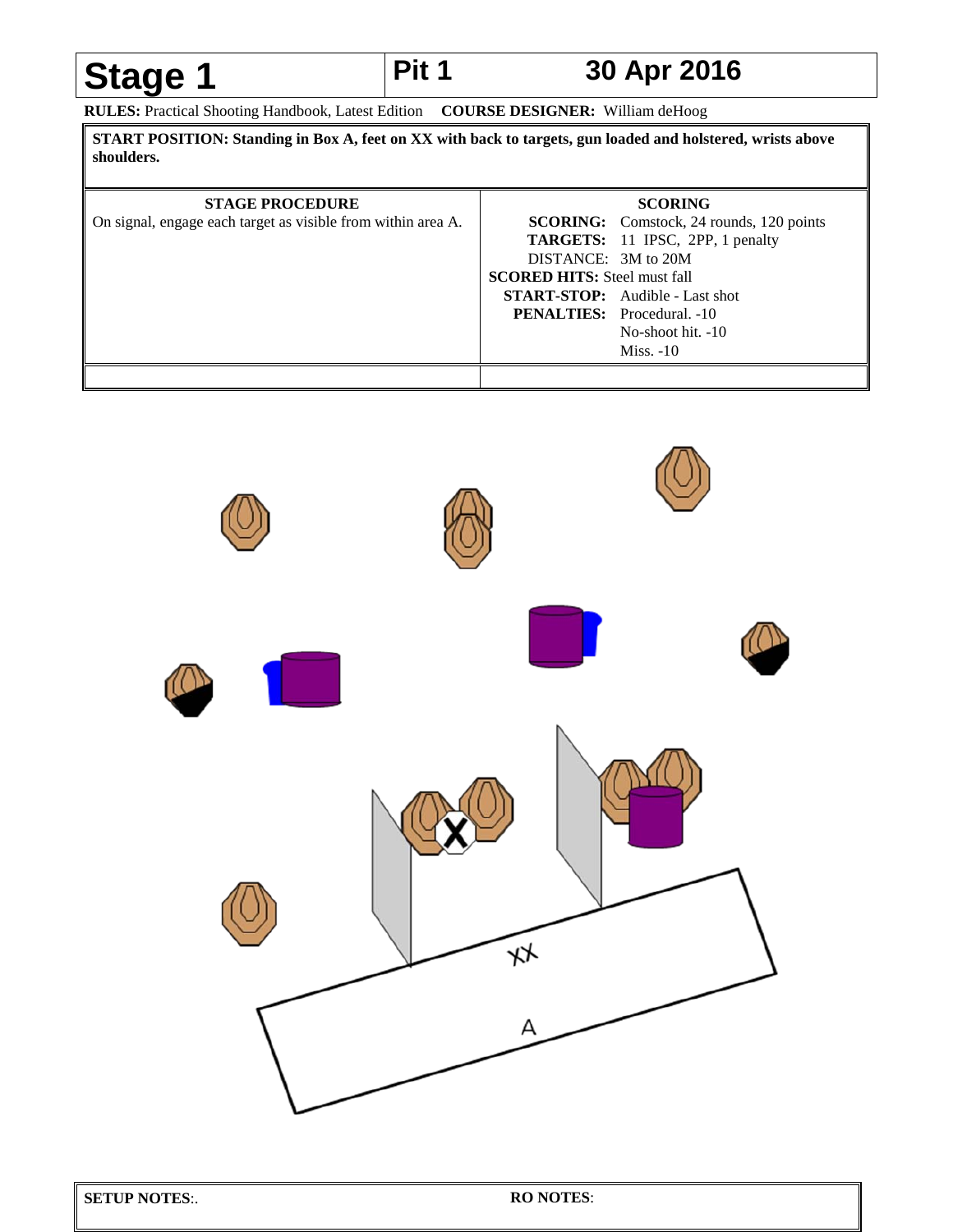# Stage 1

**Pit 1** **30 Apr 2016**

**RULES:** Practical Shooting Handbook, Latest Edition **COURSE DESIGNER:** William deHoog

**START POSITION: Standing in Box A, feet on XX with back to targets, gun loaded and holstered, wrists above shoulders.**

| STAGE PROCEDURE | SCORING |
|---|---|
| On signal, engage each target as visible from within area A. | **SCORING:** Comstock, 24 rounds, 120 points<br>**TARGETS:** 11 IPSC, 2PP, 1 penalty<br>DISTANCE: 3M to 20M<br>**SCORED HITS:** Steel must fall<br>**START-STOP:** Audible - Last shot<br>**PENALTIES:** Procedural. -10<br>No-shoot hit. -10<br>Miss. -10 |

XX

A

**SETUP NOTES**:.

**RO NOTES**: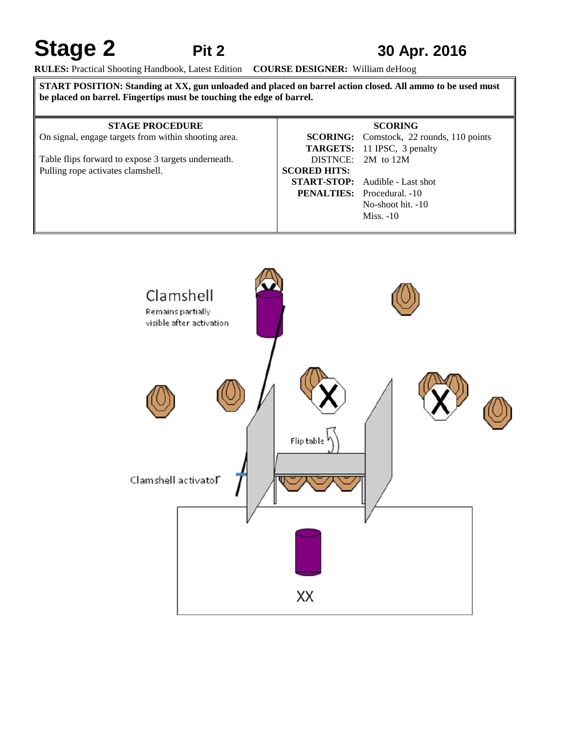# Stage 2 Pit 2 30 Apr. 2016

**RULES:** Practical Shooting Handbook, Latest Edition **COURSE DESIGNER:** William deHoog

**START POSITION: Standing at XX, gun unloaded and placed on barrel action closed. All ammo to be used must be placed on barrel. Fingertips must be touching the edge of barrel.**

| STAGE PROCEDURE | SCORING |
|---|---|
| On signal, engage targets from within shooting area.<br><br>Table flips forward to expose 3 targets underneath.<br>Pulling rope activates clamshell. | **SCORING:** Comstock, 22 rounds, 110 points<br>**TARGETS:** 11 IPSC, 3 penalty<br>DISTNCE: 2M to 12M<br>**SCORED HITS:**<br>**START-STOP:** Audible - Last shot<br>**PENALTIES:** Procedural. -10<br>No-shoot hit. -10<br>Miss. -10 |

Clamshell

Remains partially visible after activation

Flip table

Clamshell activator

XX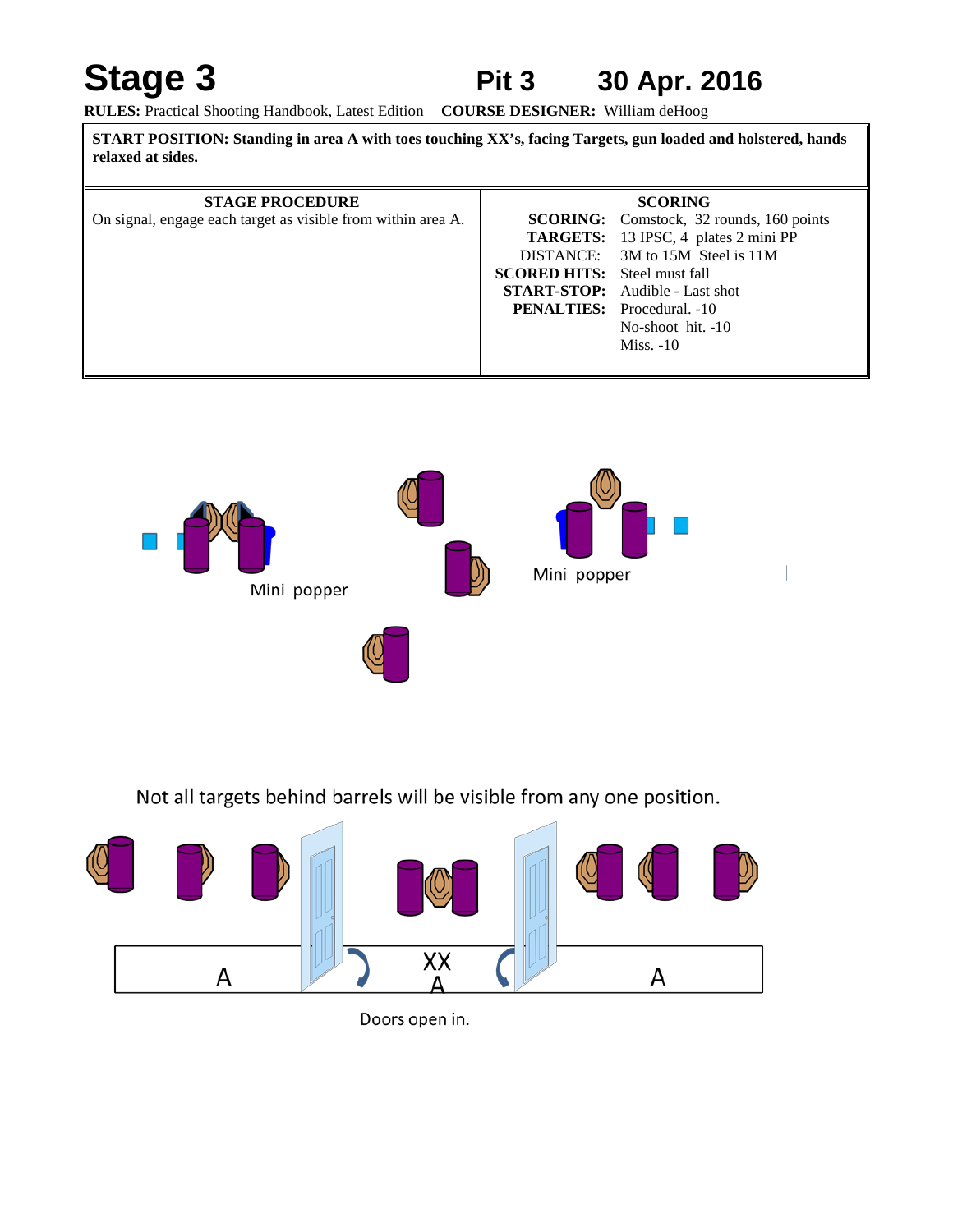# Stage 3 Pit 3 30 Apr. 2016

**RULES:** Practical Shooting Handbook, Latest Edition **COURSE DESIGNER:** William deHoog

**START POSITION: Standing in area A with toes touching XX's, facing Targets, gun loaded and holstered, hands relaxed at sides.**

| STAGE PROCEDURE | SCORING | |
|---|---|---|
| On signal, engage each target as visible from within area A. | **SCORING:** | Comstock, 32 rounds, 160 points |
| | **TARGETS:** | 13 IPSC, 4 plates 2 mini PP |
| | DISTANCE: | 3M to 15M Steel is 11M |
| | **SCORED HITS:** | Steel must fall |
| | **START-STOP:** | Audible - Last shot |
| | **PENALTIES:** | Procedural. -10 |
| | | No-shoot hit. -10 |
| | | Miss. -10 |

Mini popper

Mini popper

Not all targets behind barrels will be visible from any one position.

A XX A A

Doors open in.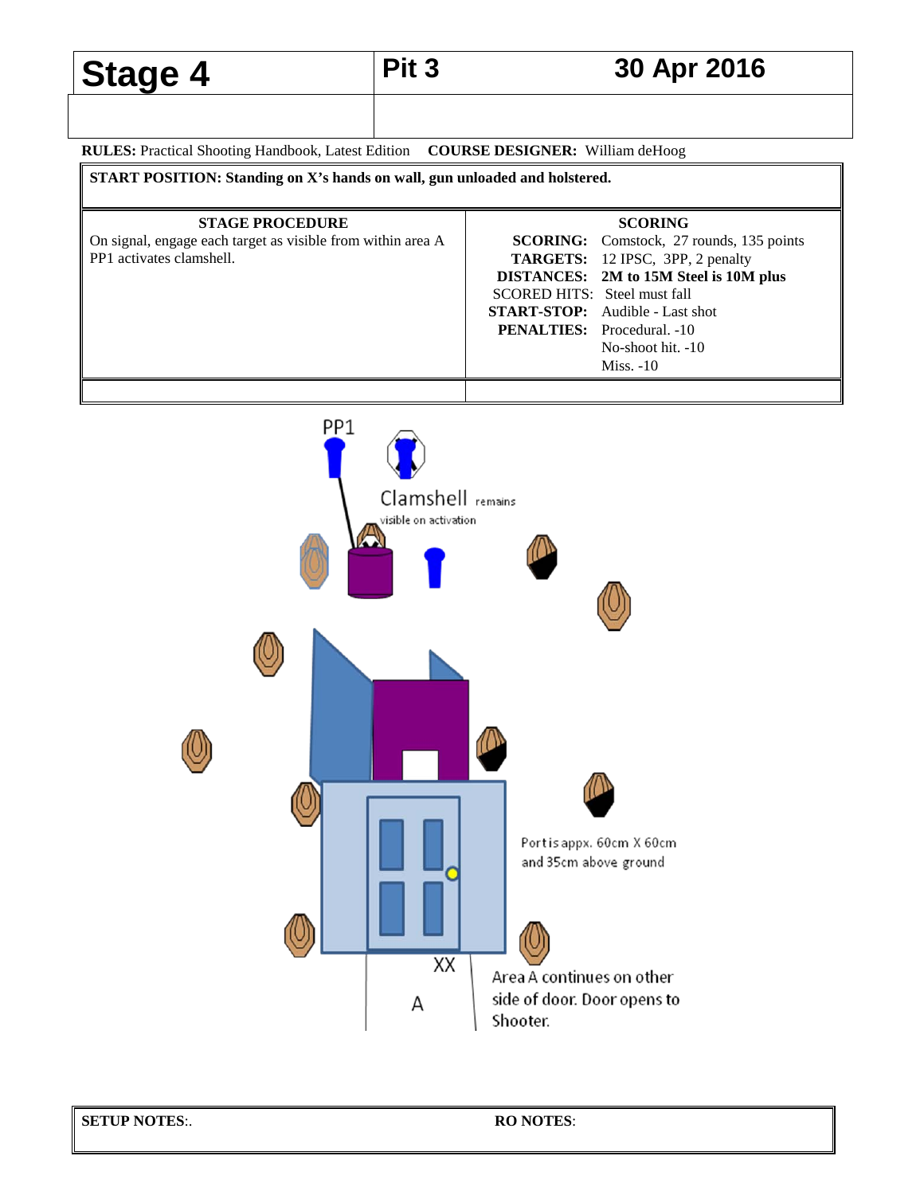| Stage 4 | Pit 3 | 30 Apr 2016 |
|---|---|---|
| | | |

**RULES:** Practical Shooting Handbook, Latest Edition **COURSE DESIGNER:** William deHoog

**START POSITION: Standing on X's hands on wall, gun unloaded and holstered.**

| STAGE PROCEDURE | SCORING |
|---|---|
| On signal, engage each target as visible from within area A<br>PP1 activates clamshell. | **SCORING:** Comstock, 27 rounds, 135 points<br>**TARGETS:** 12 IPSC, 3PP, 2 penalty<br>**DISTANCES:** **2M to 15M Steel is 10M plus**<br>SCORED HITS: Steel must fall<br>**START-STOP:** Audible - Last shot<br>**PENALTIES:** Procedural. -10<br>No-shoot hit. -10<br>Miss. -10 |
| | |

PP1

Clamshell remains visible on activation

Port is appx. 60cm X 60cm and 35cm above ground

XX

A

Area A continues on other side of door. Door opens to Shooter.

**SETUP NOTES**:. **RO NOTES**: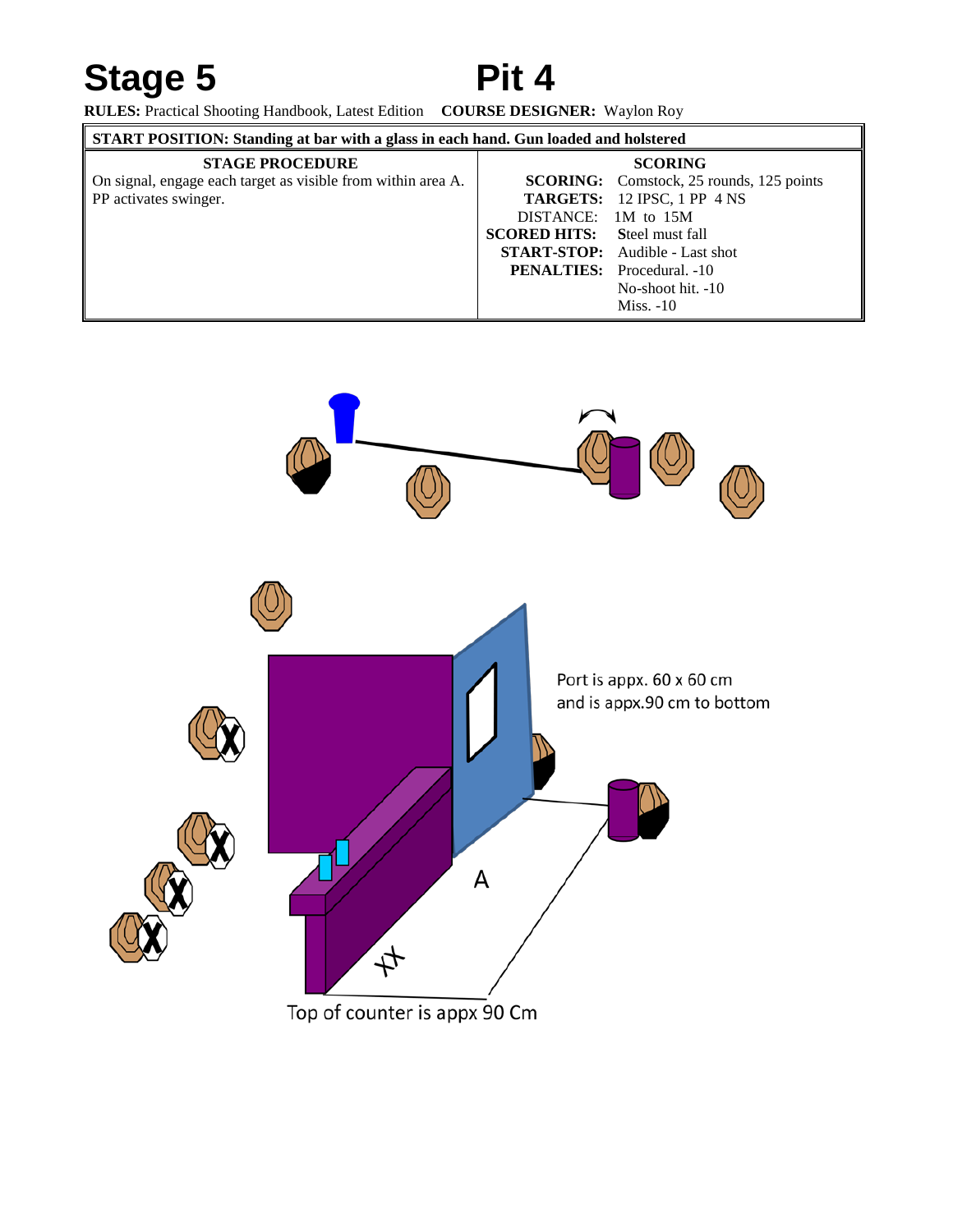# Stage 5 Pit 4

**RULES:** Practical Shooting Handbook, Latest Edition **COURSE DESIGNER:** Waylon Roy

| **START POSITION: Standing at bar with a glass in each hand. Gun loaded and holstered** | |
|---|---|
| **STAGE PROCEDURE** | **SCORING** |
| On signal, engage each target as visible from within area A. PP activates swinger. | **SCORING:** Comstock, 25 rounds, 125 points<br>**TARGETS:** 12 IPSC, 1 PP 4 NS<br>DISTANCE: 1M to 15M<br>**SCORED HITS:** Steel must fall<br>**START-STOP:** Audible - Last shot<br>**PENALTIES:** Procedural. -10<br>No-shoot hit. -10<br>Miss. -10 |

Port is appx. 60 x 60 cm and is appx.90 cm to bottom

A

XX

Top of counter is appx 90 Cm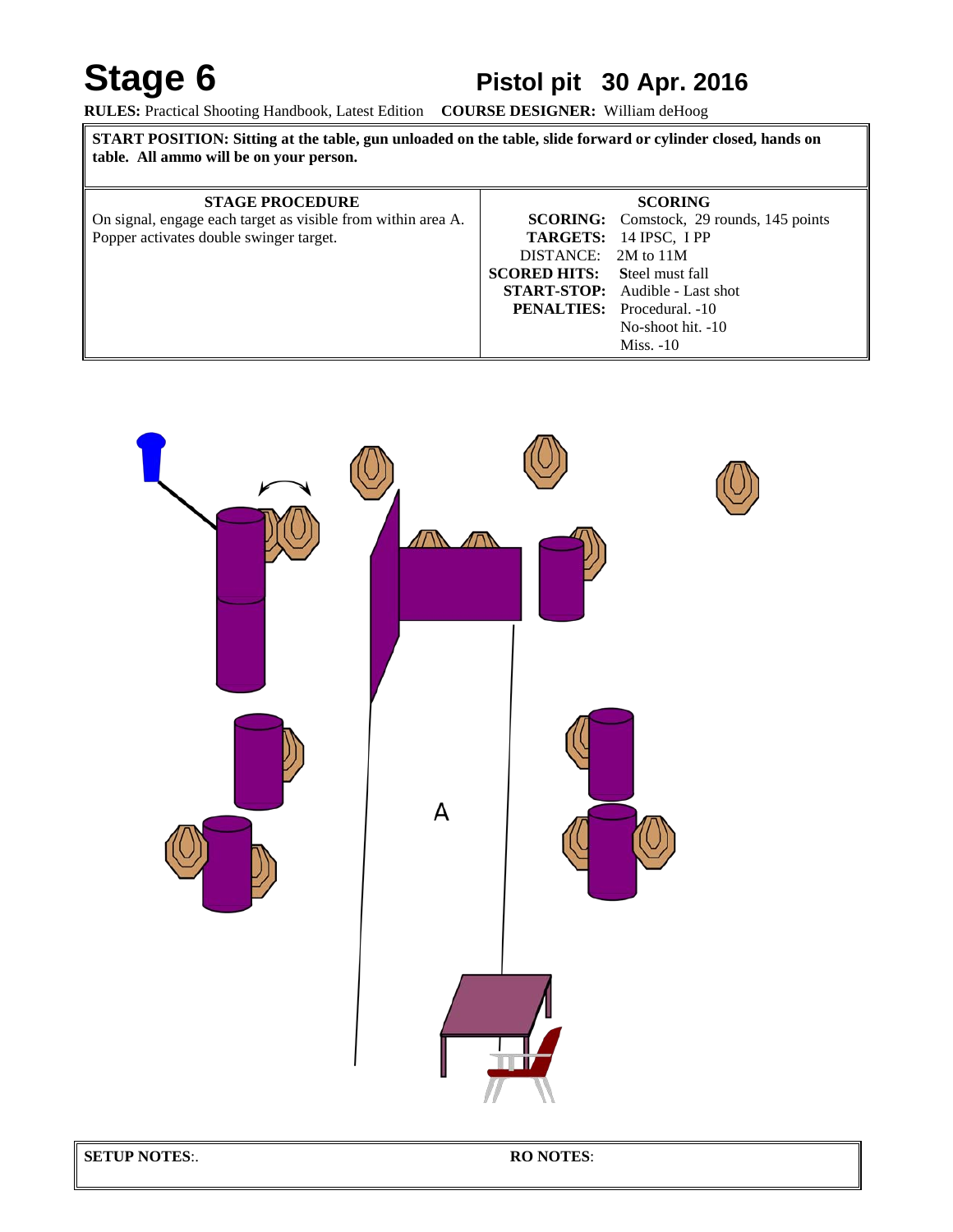# Stage 6

## Pistol pit 30 Apr. 2016

**RULES:** Practical Shooting Handbook, Latest Edition **COURSE DESIGNER:** William deHoog

**START POSITION: Sitting at the table, gun unloaded on the table, slide forward or cylinder closed, hands on table. All ammo will be on your person.**

| STAGE PROCEDURE | SCORING |
|---|---|
| On signal, engage each target as visible from within area A. Popper activates double swinger target. | **SCORING:** Comstock, 29 rounds, 145 points<br>**TARGETS:** 14 IPSC, 1 PP<br>DISTANCE: 2M to 11M<br>**SCORED HITS:** **S**teel must fall<br>**START-STOP:** Audible - Last shot<br>**PENALTIES:** Procedural. -10<br>No-shoot hit. -10<br>Miss. -10 |

A

**SETUP NOTES**:.

**RO NOTES**: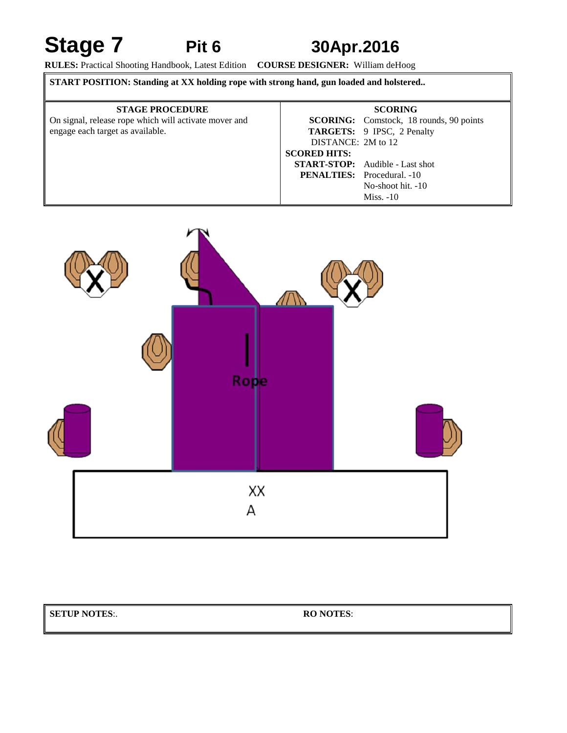# Stage 7 **Pit 6** **30Apr.2016**

**RULES:** Practical Shooting Handbook, Latest Edition **COURSE DESIGNER:** William deHoog

**START POSITION: Standing at XX holding rope with strong hand, gun loaded and holstered..**

| STAGE PROCEDURE | SCORING |
| --- | --- |
| On signal, release rope which will activate mover and engage each target as available. | **SCORING:** Comstock, 18 rounds, 90 points<br>**TARGETS:** 9 IPSC, 2 Penalty<br>DISTANCE: 2M to 12<br>**SCORED HITS:**<br>**START-STOP:** Audible - Last shot<br>**PENALTIES:** Procedural. -10<br>No-shoot hit. -10<br>Miss. -10 |

Rope

XX

A

| **SETUP NOTES**:. | **RO NOTES**: |
| --- | --- |